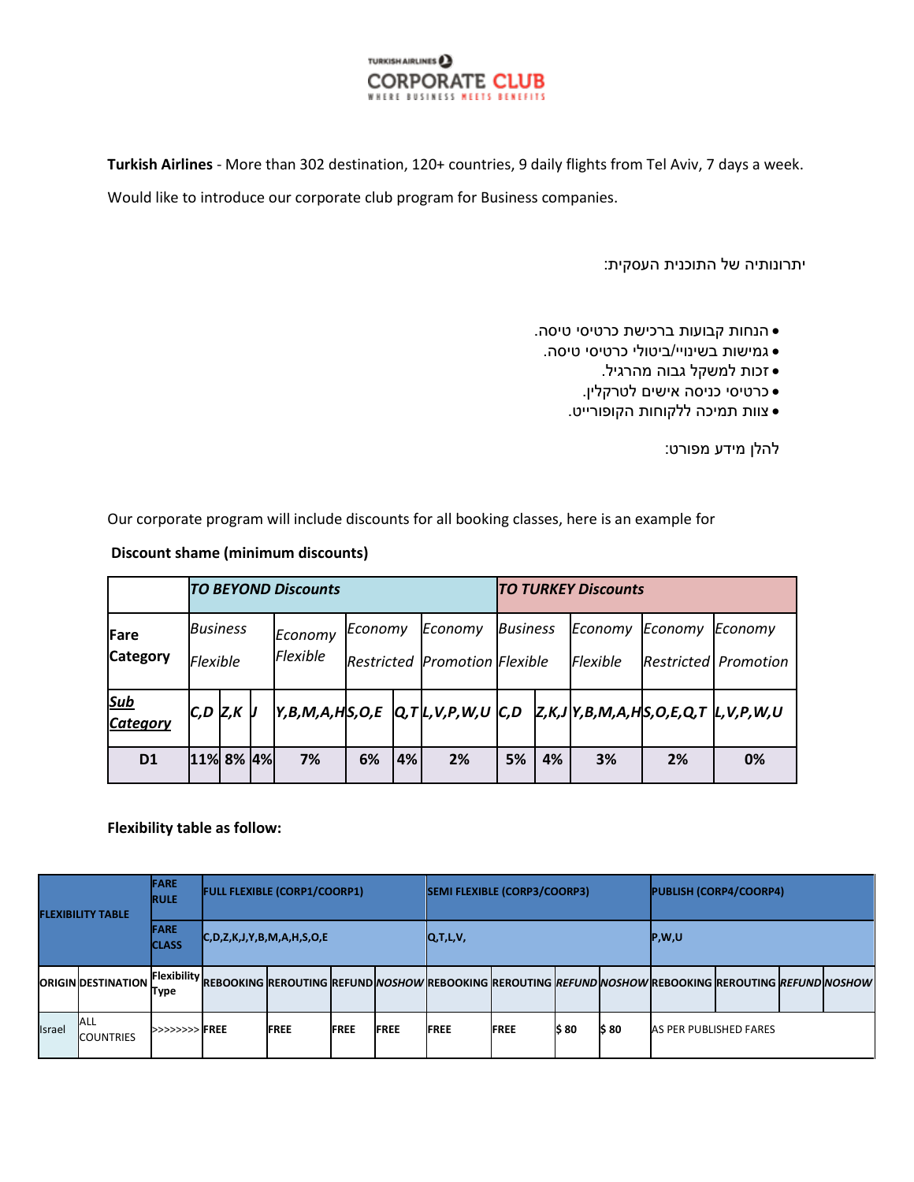**TURKISH AIRLINES CORPORATE CLUB**
WHERE BUSINESS MEETS BENEFITS

**Turkish Airlines** - More than 302 destination, 120+ countries, 9 daily flights from Tel Aviv, 7 days a week.

Would like to introduce our corporate club program for Business companies.

יתרונותיה של התוכנית העסקית:

- הנחות קבועות ברכישת כרטיסי טיסה.
- גמישות בשינויי/ביטולי כרטיסי טיסה.
- זכות למשקל גבוה מהרגיל.
- כרטיסי כניסה אישים לטרקלין.
- צוות תמיכה ללקוחות הקופורייט.

להלן מידע מפורט:

Our corporate program will include discounts for all booking classes, here is an example for

**Discount shame (minimum discounts)**

| | ***TO BEYOND Discounts*** | | | | | | | ***TO TURKEY Discounts*** | | | | |
|---|---|---|---|---|---|---|---|---|---|---|---|---|
| **Fare Category** | *Business Flexible* | | | *Economy Flexible* | *Economy Restricted* | | *Economy Promotion* | *Business Flexible* | | *Economy Flexible* | *Economy Restricted* | *Economy Promotion* |
| ***Sub Category*** | ***C,D*** | ***Z,K*** | ***J*** | ***Y,B,M,A,H*** | ***S,O,E*** | ***Q,T*** | ***L,V,P,W,U*** | ***C,D*** | ***Z,K,J*** | ***Y,B,M,A,H*** | ***S,O,E,Q,T*** | ***L,V,P,W,U*** |
| **D1** | **11%** | **8%** | **4%** | **7%** | **6%** | **4%** | **2%** | **5%** | **4%** | **3%** | **2%** | **0%** |

**Flexibility table as follow:**

| **FLEXIBILITY TABLE** | | **FARE RULE** | **FULL FLEXIBLE (CORP1/COORP1)** | | | | **SEMI FLEXIBLE (CORP3/COORP3)** | | | | **PUBLISH (CORP4/COORP4)** | | | |
|---|---|---|---|---|---|---|---|---|---|---|---|---|---|---|
| | | **FARE CLASS** | **C,D,Z,K,J,Y,B,M,A,H,S,O,E** | | | | **Q,T,L,V,** | | | | **P,W,U** | | | |
| **ORIGIN** | **DESTINATION** | **Flexibility Type** | **REBOOKING** | **REROUTING** | **REFUND** | ***NOSHOW*** | **REBOOKING** | **REROUTING** | ***REFUND*** | ***NOSHOW*** | **REBOOKING** | **REROUTING** | ***REFUND*** | ***NOSHOW*** |
| Israel | ALL COUNTRIES | >>>>>>>> | **FREE** | **FREE** | **FREE** | **FREE** | **FREE** | **FREE** | **$ 80** | **$ 80** | AS PER PUBLISHED FARES | | | |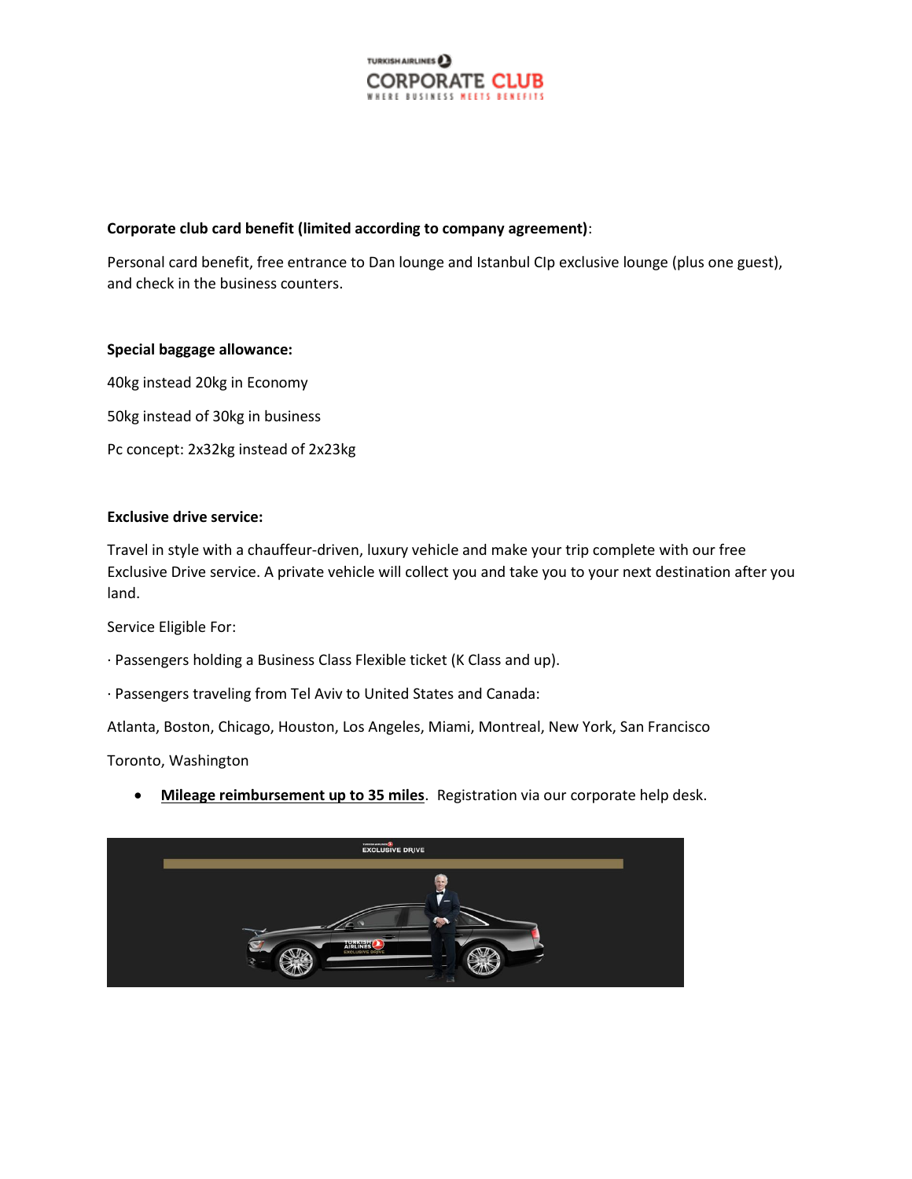**Corporate club card benefit (limited according to company agreement)**:

Personal card benefit, free entrance to Dan lounge and Istanbul CIp exclusive lounge (plus one guest), and check in the business counters.

**Special baggage allowance:**

40kg instead 20kg in Economy

50kg instead of 30kg in business

Pc concept: 2x32kg instead of 2x23kg

**Exclusive drive service:**

Travel in style with a chauffeur-driven, luxury vehicle and make your trip complete with our free Exclusive Drive service. A private vehicle will collect you and take you to your next destination after you land.

Service Eligible For:

· Passengers holding a Business Class Flexible ticket (K Class and up).

· Passengers traveling from Tel Aviv to United States and Canada:

Atlanta, Boston, Chicago, Houston, Los Angeles, Miami, Montreal, New York, San Francisco

Toronto, Washington

- **Mileage reimbursement up to 35 miles**. Registration via our corporate help desk.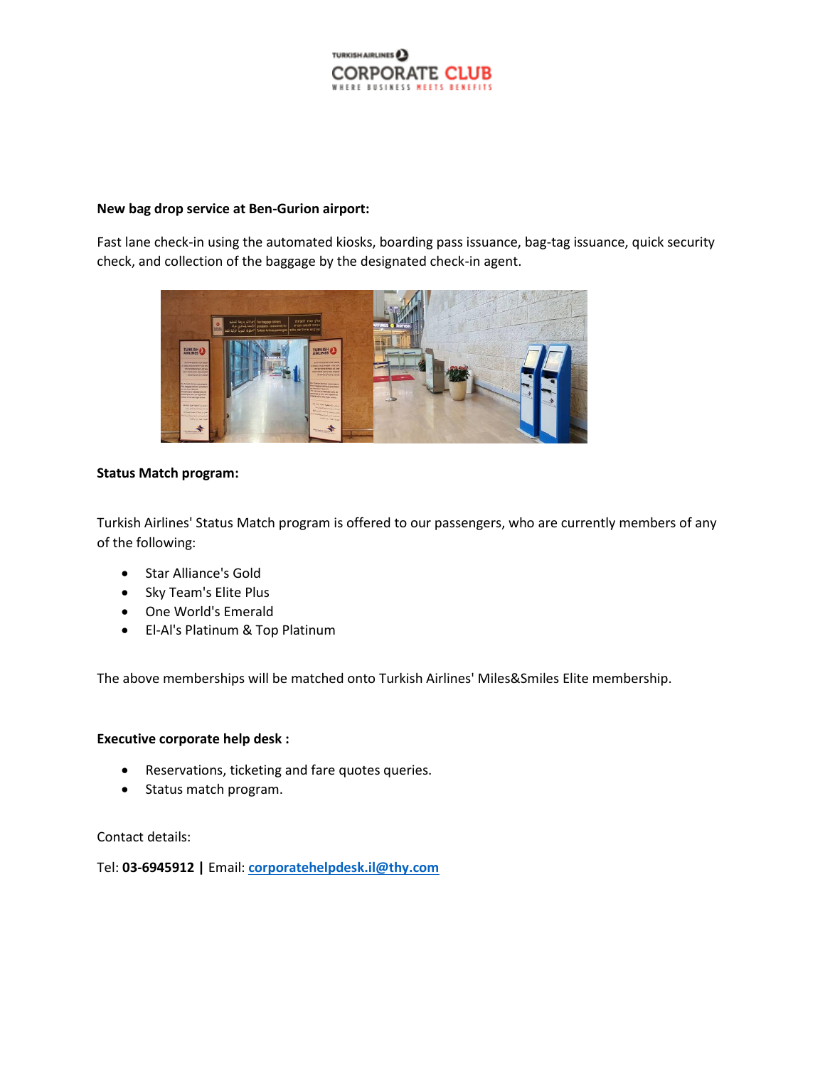TURKISH AIRLINES CORPORATE CLUB
WHERE BUSINESS MEETS BENEFITS

**New bag drop service at Ben-Gurion airport:**

Fast lane check-in using the automated kiosks, boarding pass issuance, bag-tag issuance, quick security check, and collection of the baggage by the designated check-in agent.

**Status Match program:**

Turkish Airlines' Status Match program is offered to our passengers, who are currently members of any of the following:

- Star Alliance's Gold
- Sky Team's Elite Plus
- One World's Emerald
- El-Al's Platinum & Top Platinum

The above memberships will be matched onto Turkish Airlines' Miles&Smiles Elite membership.

**Executive corporate help desk :**

- Reservations, ticketing and fare quotes queries.
- Status match program.

Contact details:

Tel: **03-6945912 |** Email: **corporatehelpdesk.il@thy.com**